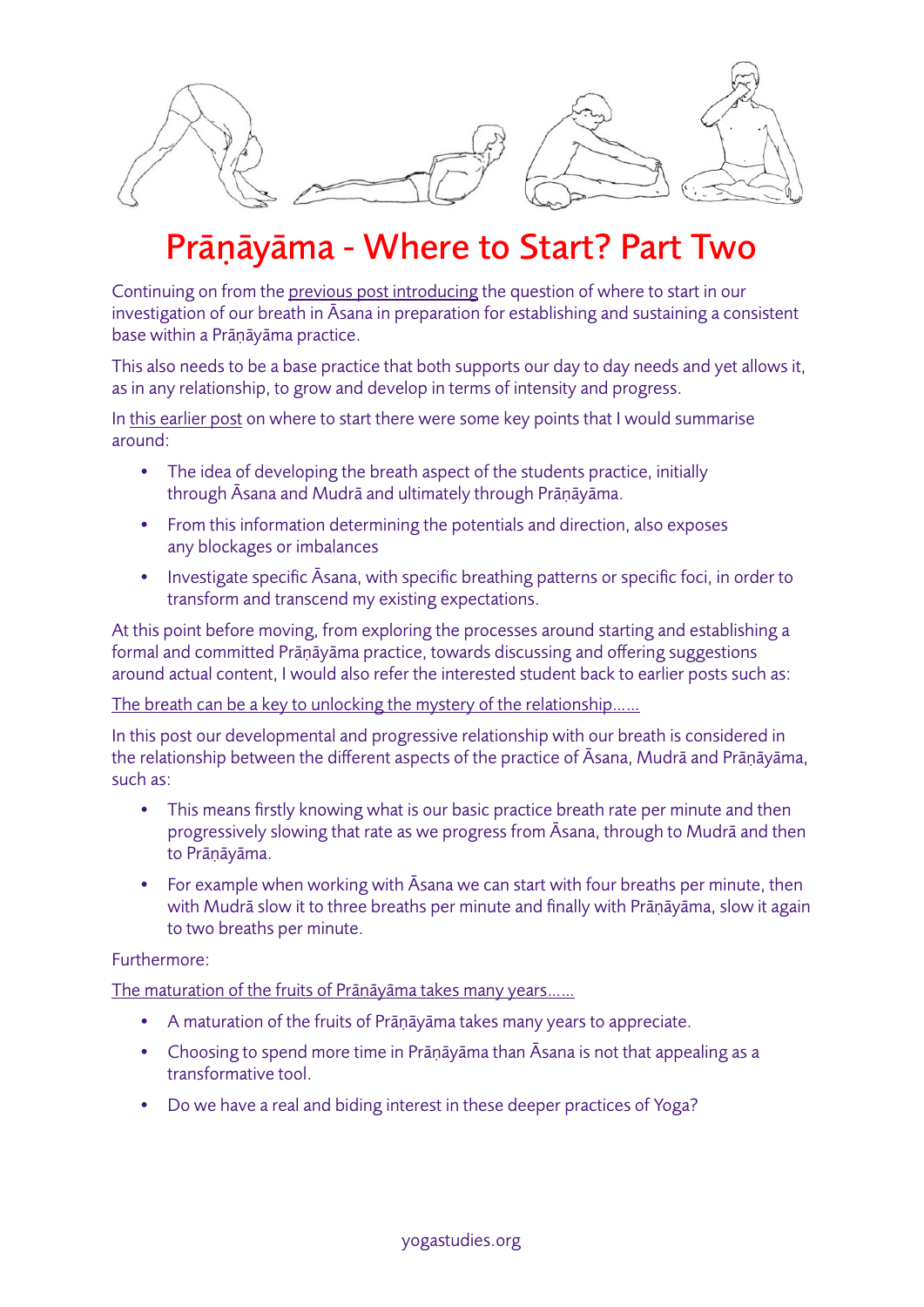# Prāṇāyāma - Where to Start? Part Two

Continuing on from the previous post introducing the question of where to start in our investigation of our breath in Āsana in preparation for establishing and sustaining a consistent base within a Prāṇāyāma practice.

This also needs to be a base practice that both supports our day to day needs and yet allows it, as in any relationship, to grow and develop in terms of intensity and progress.

In this earlier post on where to start there were some key points that I would summarise around:

- The idea of developing the breath aspect of the students practice, initially through Āsana and Mudrā and ultimately through Prāṇāyāma.
- From this information determining the potentials and direction, also exposes any blockages or imbalances
- Investigate specific Āsana, with specific breathing patterns or specific foci, in order to transform and transcend my existing expectations.

At this point before moving, from exploring the processes around starting and establishing a formal and committed Prāṇāyāma practice, towards discussing and offering suggestions around actual content, I would also refer the interested student back to earlier posts such as:

The breath can be a key to unlocking the mystery of the relationship……

In this post our developmental and progressive relationship with our breath is considered in the relationship between the different aspects of the practice of Āsana, Mudrā and Prāṇāyāma, such as:

- This means firstly knowing what is our basic practice breath rate per minute and then progressively slowing that rate as we progress from Āsana, through to Mudrā and then to Prāṇāyāma.
- For example when working with Āsana we can start with four breaths per minute, then with Mudrā slow it to three breaths per minute and finally with Prāṇāyāma, slow it again to two breaths per minute.

Furthermore:

The maturation of the fruits of Prāṇāyāma takes many years……

- A maturation of the fruits of Prāṇāyāma takes many years to appreciate.
- Choosing to spend more time in Prāṇāyāma than Āsana is not that appealing as a transformative tool.
- Do we have a real and biding interest in these deeper practices of Yoga?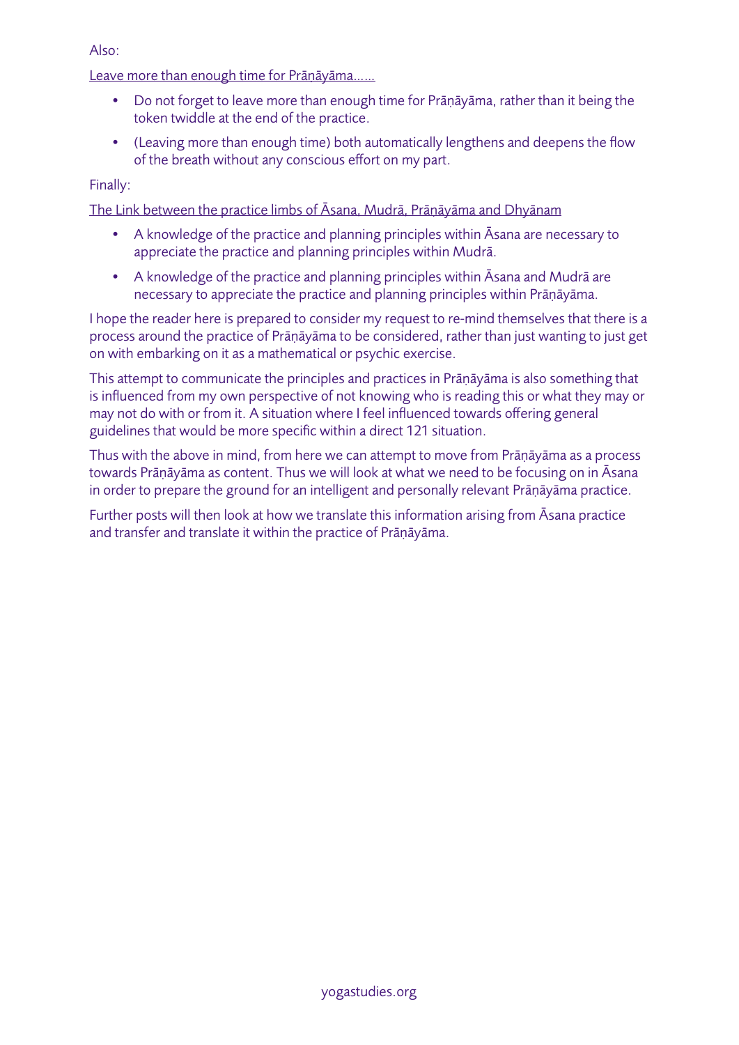Also:

Leave more than enough time for Prāṇāyāma……

- Do not forget to leave more than enough time for Prāṇāyāma, rather than it being the token twiddle at the end of the practice.
- (Leaving more than enough time) both automatically lengthens and deepens the flow of the breath without any conscious effort on my part.

Finally:

The Link between the practice limbs of Āsana, Mudrā, Prāṇāyāma and Dhyānam

- A knowledge of the practice and planning principles within Āsana are necessary to appreciate the practice and planning principles within Mudrā.
- A knowledge of the practice and planning principles within Āsana and Mudrā are necessary to appreciate the practice and planning principles within Prāṇāyāma.

I hope the reader here is prepared to consider my request to re-mind themselves that there is a process around the practice of Prāṇāyāma to be considered, rather than just wanting to just get on with embarking on it as a mathematical or psychic exercise.

This attempt to communicate the principles and practices in Prāṇāyāma is also something that is influenced from my own perspective of not knowing who is reading this or what they may or may not do with or from it. A situation where I feel influenced towards offering general guidelines that would be more specific within a direct 121 situation.

Thus with the above in mind, from here we can attempt to move from Prāṇāyāma as a process towards Prāṇāyāma as content. Thus we will look at what we need to be focusing on in Āsana in order to prepare the ground for an intelligent and personally relevant Prāṇāyāma practice.

Further posts will then look at how we translate this information arising from Āsana practice and transfer and translate it within the practice of Prāṇāyāma.